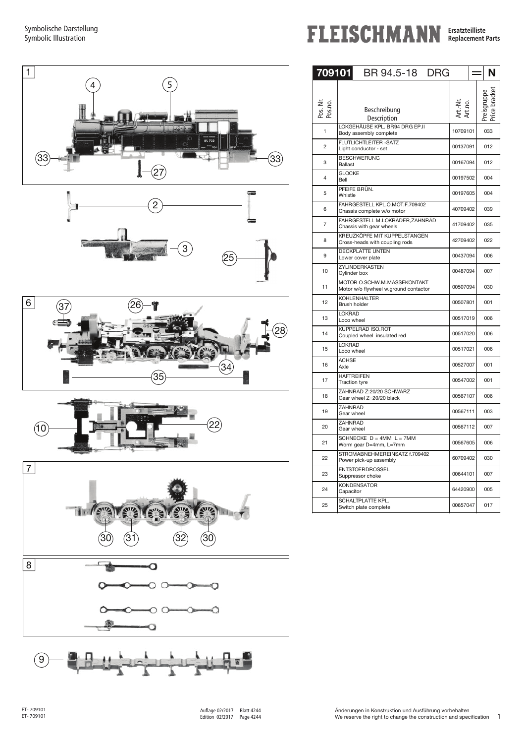Symbolische Darstellung
Symbolic Illustration

# FLEISCHMANN Ersatzteilliste Replacement Parts

| 709101 | BR 94.5-18 DRG | ═ | N |
|---|---|---|---|
| Pos. Nr. Pos.no. | Beschreibung Description | Art.-Nr. Art.no. | Preisgruppe Price bracket |
| 1 | LOKGEHÄUSE KPL. BR94 DRG EP.II<br>Body assembly complete | 10709101 | 033 |
| 2 | FLUTLICHTLEITER -SATZ<br>Light conductor - set | 00137091 | 012 |
| 3 | BESCHWERUNG<br>Ballast | 00167094 | 012 |
| 4 | GLOCKE<br>Bell | 00197502 | 004 |
| 5 | PFEIFE BRÜN.<br>Whistle | 00197605 | 004 |
| 6 | FAHRGESTELL KPL.O.MOT.F.709402<br>Chassis complete w/o motor | 40709402 | 039 |
| 7 | FAHRGESTELL M.LOKRÄDER,ZAHNRÄD<br>Chassis with gear wheels | 41709402 | 035 |
| 8 | KREUZKÖPFE MIT KUPPELSTANGEN<br>Cross-heads with coupling rods | 42709402 | 022 |
| 9 | DECKPLATTE UNTEN<br>Lower cover plate | 00437094 | 006 |
| 10 | ZYLINDERKASTEN<br>Cylinder box | 00487094 | 007 |
| 11 | MOTOR O.SCHW.M.MASSEKONTAKT<br>Motor w/o flywheel w.ground contactor | 00507094 | 030 |
| 12 | KOHLENHALTER<br>Brush holder | 00507801 | 001 |
| 13 | LOKRAD<br>Loco wheel | 00517019 | 006 |
| 14 | KUPPELRAD ISO.ROT<br>Coupled wheel insulated red | 00517020 | 006 |
| 15 | LOKRAD<br>Loco wheel | 00517021 | 006 |
| 16 | ACHSE<br>Axle | 00527007 | 001 |
| 17 | HAFTREIFEN<br>Traction tyre | 00547002 | 001 |
| 18 | ZAHNRAD Z:20/20 SCHWARZ<br>Gear wheel Z=20/20 black | 00567107 | 006 |
| 19 | ZAHNRAD<br>Gear wheel | 00567111 | 003 |
| 20 | ZAHNRAD<br>Gear wheel | 00567112 | 007 |
| 21 | SCHNECKE D = 4MM L = 7MM<br>Worm gear D=4mm, L=7mm | 00567605 | 006 |
| 22 | STROMABNEHMEREINSATZ f.709402<br>Power pick-up assembly | 60709402 | 030 |
| 23 | ENTSTOERDROSSEL<br>Suppressor choke | 00644101 | 007 |
| 24 | KONDENSATOR<br>Capacitor | 64420900 | 005 |
| 25 | SCHALTPLATTE KPL.<br>Switch plate complete | 00657047 | 017 |

ET- 709101
ET- 709101

Auflage 02/2017 Blatt 4244
Edition 02/2017 Page 4244

Änderungen in Konstruktion und Ausführung vorbehalten
We reserve the right to change the construction and specification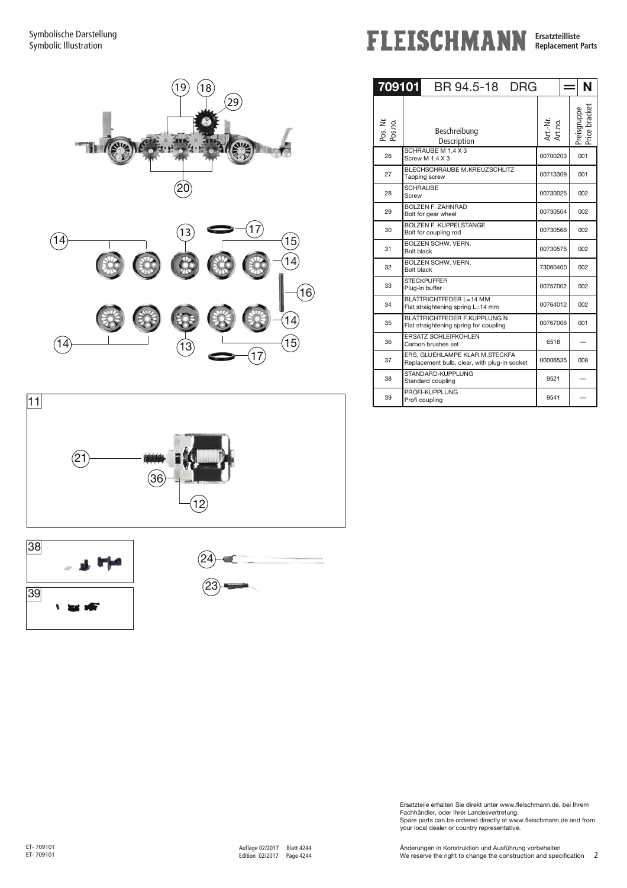Symbolische Darstellung
Symbolic Illustration

# FLEISCHMANN Ersatzteilliste Replacement Parts

19 18 29

20

14 13 17 15 14 16 14 14 13 15 17

11

21 36 12

38

39

24

23

| 709101 | BR 94.5-18 DRG | ═ | N |
|---|---|---|---|
| Pos. Nr. Pos.no. | Beschreibung Description | Art.-Nr. Art.no. | Preisgruppe Price bracket |
| 26 | SCHRAUBE M 1,4 X 3<br>Screw M 1,4 X 3 | 00700203 | 001 |
| 27 | BLECHSCHRAUBE M.KREUZSCHLITZ<br>Tapping screw | 00713309 | 001 |
| 28 | SCHRAUBE<br>Screw | 00730025 | 002 |
| 29 | BOLZEN F. ZAHNRAD<br>Bolt for gear wheel | 00730504 | 002 |
| 30 | BOLZEN F. KUPPELSTANGE<br>Bolt for coupling rod | 00730566 | 002 |
| 31 | BOLZEN SCHW. VERN.<br>Bolt black | 00730575 | 002 |
| 32 | BOLZEN SCHW. VERN.<br>Bolt black | 73060400 | 002 |
| 33 | STECKPUFFER<br>Plug-in buffer | 00757002 | 002 |
| 34 | BLATTRICHTFEDER L=14 MM<br>Flat straightening spring L=14 mm | 00764012 | 002 |
| 35 | BLATTRICHTFEDER F.KUPPLUNG N<br>Flat straightening spring for coupling | 00767006 | 001 |
| 36 | ERSATZ SCHLEIFKOHLEN<br>Carbon brushes set | 6518 | --- |
| 37 | ERS. GLUEHLAMPE KLAR M.STECKFA<br>Replacement bulb, clear, with plug-in socket | 00006535 | 008 |
| 38 | STANDARD-KUPPLUNG<br>Standard coupling | 9521 | --- |
| 39 | PROFI-KUPPLUNG<br>Profi coupling | 9541 | --- |

Ersatzteile erhalten Sie direkt unter www.fleischmann.de, bei Ihrem Fachhändler, oder Ihrer Landesvertretung.
Spare parts can be ordered directly at www.fleischmann.de and from your local dealer or country representative.

ET- 709101
ET- 709101

Auflage 02/2017 Blatt 4244
Edition 02/2017 Page 4244

Änderungen in Konstruktion und Ausführung vorbehalten
We reserve the right to change the construction and specification